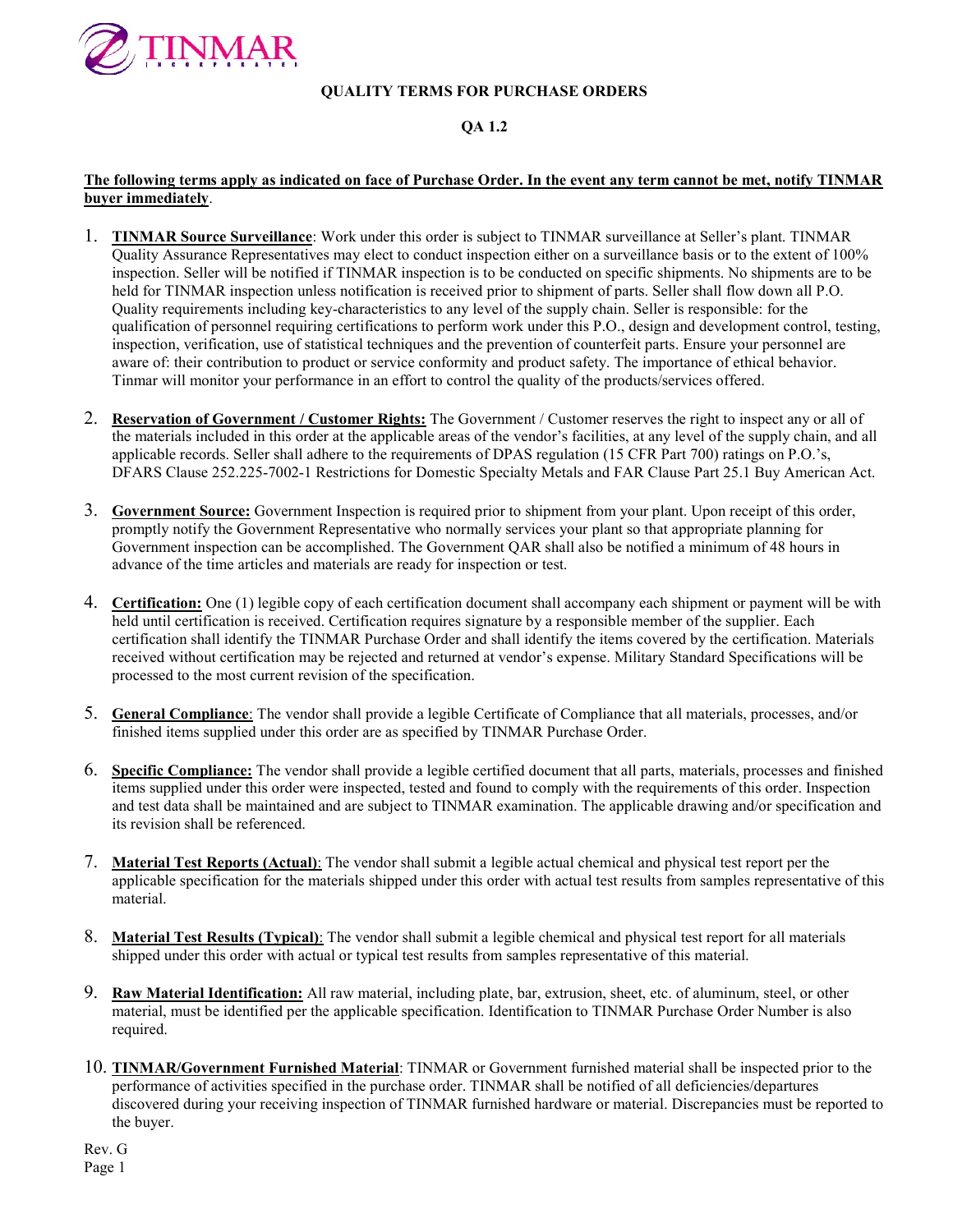TINMAR INCORPORATED

# QUALITY TERMS FOR PURCHASE ORDERS

## QA 1.2

**The following terms apply as indicated on face of Purchase Order. In the event any term cannot be met, notify TINMAR buyer immediately**.

1. **TINMAR Source Surveillance**: Work under this order is subject to TINMAR surveillance at Seller's plant. TINMAR Quality Assurance Representatives may elect to conduct inspection either on a surveillance basis or to the extent of 100% inspection. Seller will be notified if TINMAR inspection is to be conducted on specific shipments. No shipments are to be held for TINMAR inspection unless notification is received prior to shipment of parts. Seller shall flow down all P.O. Quality requirements including key-characteristics to any level of the supply chain. Seller is responsible: for the qualification of personnel requiring certifications to perform work under this P.O., design and development control, testing, inspection, verification, use of statistical techniques and the prevention of counterfeit parts. Ensure your personnel are aware of: their contribution to product or service conformity and product safety. The importance of ethical behavior. Tinmar will monitor your performance in an effort to control the quality of the products/services offered.

2. **Reservation of Government / Customer Rights:** The Government / Customer reserves the right to inspect any or all of the materials included in this order at the applicable areas of the vendor's facilities, at any level of the supply chain, and all applicable records. Seller shall adhere to the requirements of DPAS regulation (15 CFR Part 700) ratings on P.O.'s, DFARS Clause 252.225-7002-1 Restrictions for Domestic Specialty Metals and FAR Clause Part 25.1 Buy American Act.

3. **Government Source:** Government Inspection is required prior to shipment from your plant. Upon receipt of this order, promptly notify the Government Representative who normally services your plant so that appropriate planning for Government inspection can be accomplished. The Government QAR shall also be notified a minimum of 48 hours in advance of the time articles and materials are ready for inspection or test.

4. **Certification:** One (1) legible copy of each certification document shall accompany each shipment or payment will be with held until certification is received. Certification requires signature by a responsible member of the supplier. Each certification shall identify the TINMAR Purchase Order and shall identify the items covered by the certification. Materials received without certification may be rejected and returned at vendor's expense. Military Standard Specifications will be processed to the most current revision of the specification.

5. **General Compliance**: The vendor shall provide a legible Certificate of Compliance that all materials, processes, and/or finished items supplied under this order are as specified by TINMAR Purchase Order.

6. **Specific Compliance:** The vendor shall provide a legible certified document that all parts, materials, processes and finished items supplied under this order were inspected, tested and found to comply with the requirements of this order. Inspection and test data shall be maintained and are subject to TINMAR examination. The applicable drawing and/or specification and its revision shall be referenced.

7. **Material Test Reports (Actual)**: The vendor shall submit a legible actual chemical and physical test report per the applicable specification for the materials shipped under this order with actual test results from samples representative of this material.

8. **Material Test Results (Typical)**: The vendor shall submit a legible chemical and physical test report for all materials shipped under this order with actual or typical test results from samples representative of this material.

9. **Raw Material Identification:** All raw material, including plate, bar, extrusion, sheet, etc. of aluminum, steel, or other material, must be identified per the applicable specification. Identification to TINMAR Purchase Order Number is also required.

10. **TINMAR/Government Furnished Material**: TINMAR or Government furnished material shall be inspected prior to the performance of activities specified in the purchase order. TINMAR shall be notified of all deficiencies/departures discovered during your receiving inspection of TINMAR furnished hardware or material. Discrepancies must be reported to the buyer.

Rev. G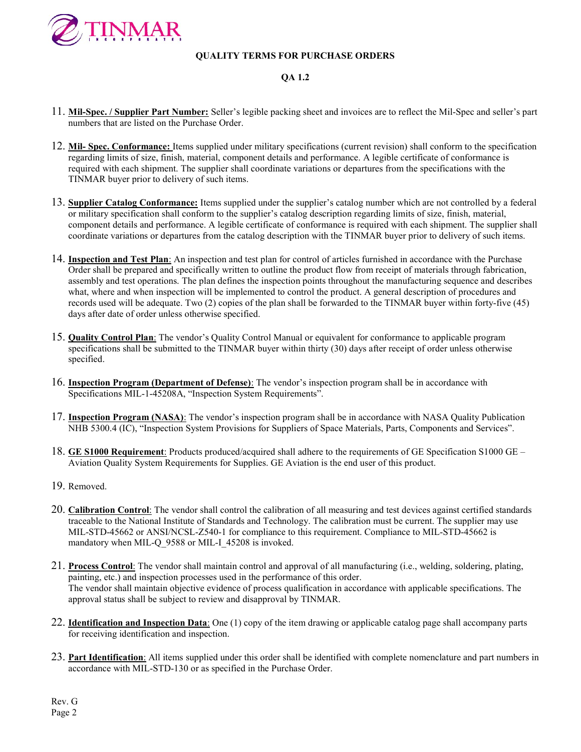**QUALITY TERMS FOR PURCHASE ORDERS**

**QA 1.2**

11. **Mil-Spec. / Supplier Part Number:** Seller's legible packing sheet and invoices are to reflect the Mil-Spec and seller's part numbers that are listed on the Purchase Order.

12. **Mil- Spec. Conformance:** Items supplied under military specifications (current revision) shall conform to the specification regarding limits of size, finish, material, component details and performance. A legible certificate of conformance is required with each shipment. The supplier shall coordinate variations or departures from the specifications with the TINMAR buyer prior to delivery of such items.

13. **Supplier Catalog Conformance:** Items supplied under the supplier's catalog number which are not controlled by a federal or military specification shall conform to the supplier's catalog description regarding limits of size, finish, material, component details and performance. A legible certificate of conformance is required with each shipment. The supplier shall coordinate variations or departures from the catalog description with the TINMAR buyer prior to delivery of such items.

14. **Inspection and Test Plan**: An inspection and test plan for control of articles furnished in accordance with the Purchase Order shall be prepared and specifically written to outline the product flow from receipt of materials through fabrication, assembly and test operations. The plan defines the inspection points throughout the manufacturing sequence and describes what, where and when inspection will be implemented to control the product. A general description of procedures and records used will be adequate. Two (2) copies of the plan shall be forwarded to the TINMAR buyer within forty-five (45) days after date of order unless otherwise specified.

15. **Quality Control Plan**: The vendor's Quality Control Manual or equivalent for conformance to applicable program specifications shall be submitted to the TINMAR buyer within thirty (30) days after receipt of order unless otherwise specified.

16. **Inspection Program (Department of Defense)**: The vendor's inspection program shall be in accordance with Specifications MIL-1-45208A, "Inspection System Requirements".

17. **Inspection Program (NASA)**: The vendor's inspection program shall be in accordance with NASA Quality Publication NHB 5300.4 (IC), "Inspection System Provisions for Suppliers of Space Materials, Parts, Components and Services".

18. **GE S1000 Requirement**: Products produced/acquired shall adhere to the requirements of GE Specification S1000 GE – Aviation Quality System Requirements for Supplies. GE Aviation is the end user of this product.

19. Removed.

20. **Calibration Control**: The vendor shall control the calibration of all measuring and test devices against certified standards traceable to the National Institute of Standards and Technology. The calibration must be current. The supplier may use MIL-STD-45662 or ANSI/NCSL-Z540-1 for compliance to this requirement. Compliance to MIL-STD-45662 is mandatory when MIL-Q_9588 or MIL-I_45208 is invoked.

21. **Process Control**: The vendor shall maintain control and approval of all manufacturing (i.e., welding, soldering, plating, painting, etc.) and inspection processes used in the performance of this order.
    The vendor shall maintain objective evidence of process qualification in accordance with applicable specifications. The approval status shall be subject to review and disapproval by TINMAR.

22. **Identification and Inspection Data**: One (1) copy of the item drawing or applicable catalog page shall accompany parts for receiving identification and inspection.

23. **Part Identification**: All items supplied under this order shall be identified with complete nomenclature and part numbers in accordance with MIL-STD-130 or as specified in the Purchase Order.

Rev. G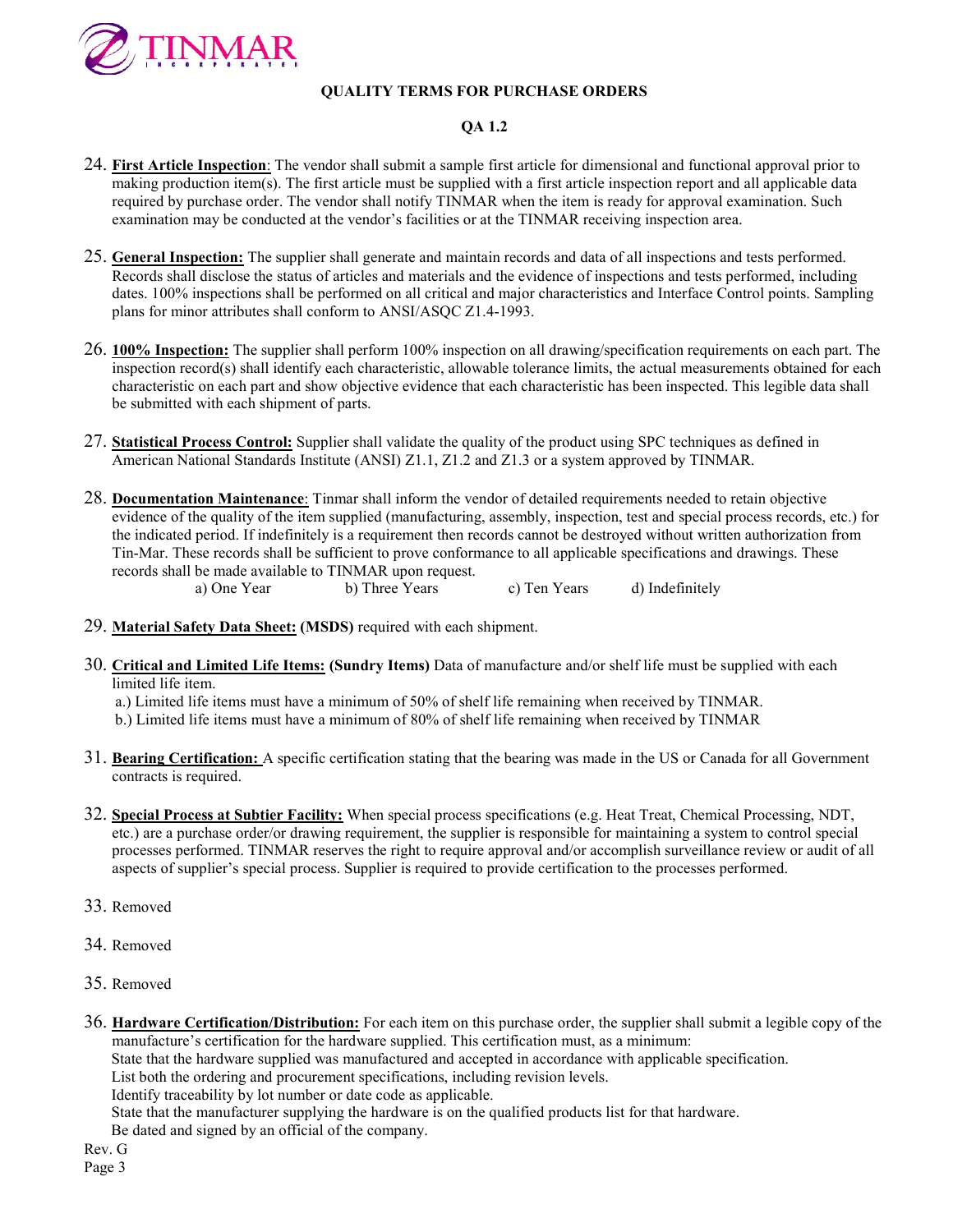**QUALITY TERMS FOR PURCHASE ORDERS**

**QA 1.2**

24. **First Article Inspection**: The vendor shall submit a sample first article for dimensional and functional approval prior to making production item(s). The first article must be supplied with a first article inspection report and all applicable data required by purchase order. The vendor shall notify TINMAR when the item is ready for approval examination. Such examination may be conducted at the vendor's facilities or at the TINMAR receiving inspection area.

25. **General Inspection:** The supplier shall generate and maintain records and data of all inspections and tests performed. Records shall disclose the status of articles and materials and the evidence of inspections and tests performed, including dates. 100% inspections shall be performed on all critical and major characteristics and Interface Control points. Sampling plans for minor attributes shall conform to ANSI/ASQC Z1.4-1993.

26. **100% Inspection:** The supplier shall perform 100% inspection on all drawing/specification requirements on each part. The inspection record(s) shall identify each characteristic, allowable tolerance limits, the actual measurements obtained for each characteristic on each part and show objective evidence that each characteristic has been inspected. This legible data shall be submitted with each shipment of parts.

27. **Statistical Process Control:** Supplier shall validate the quality of the product using SPC techniques as defined in American National Standards Institute (ANSI) Z1.1, Z1.2 and Z1.3 or a system approved by TINMAR.

28. **Documentation Maintenance**: Tinmar shall inform the vendor of detailed requirements needed to retain objective evidence of the quality of the item supplied (manufacturing, assembly, inspection, test and special process records, etc.) for the indicated period. If indefinitely is a requirement then records cannot be destroyed without written authorization from Tin-Mar. These records shall be sufficient to prove conformance to all applicable specifications and drawings. These records shall be made available to TINMAR upon request.

    a) One Year    b) Three Years    c) Ten Years    d) Indefinitely

29. **Material Safety Data Sheet: (MSDS)** required with each shipment.

30. **Critical and Limited Life Items: (Sundry Items)** Data of manufacture and/or shelf life must be supplied with each limited life item.
    a.) Limited life items must have a minimum of 50% of shelf life remaining when received by TINMAR.
    b.) Limited life items must have a minimum of 80% of shelf life remaining when received by TINMAR

31. **Bearing Certification:** A specific certification stating that the bearing was made in the US or Canada for all Government contracts is required.

32. **Special Process at Subtier Facility:** When special process specifications (e.g. Heat Treat, Chemical Processing, NDT, etc.) are a purchase order/or drawing requirement, the supplier is responsible for maintaining a system to control special processes performed. TINMAR reserves the right to require approval and/or accomplish surveillance review or audit of all aspects of supplier's special process. Supplier is required to provide certification to the processes performed.

33. Removed

34. Removed

35. Removed

36. **Hardware Certification/Distribution:** For each item on this purchase order, the supplier shall submit a legible copy of the manufacture's certification for the hardware supplied. This certification must, as a minimum:
    State that the hardware supplied was manufactured and accepted in accordance with applicable specification.
    List both the ordering and procurement specifications, including revision levels.
    Identify traceability by lot number or date code as applicable.
    State that the manufacturer supplying the hardware is on the qualified products list for that hardware.
    Be dated and signed by an official of the company.

Rev. G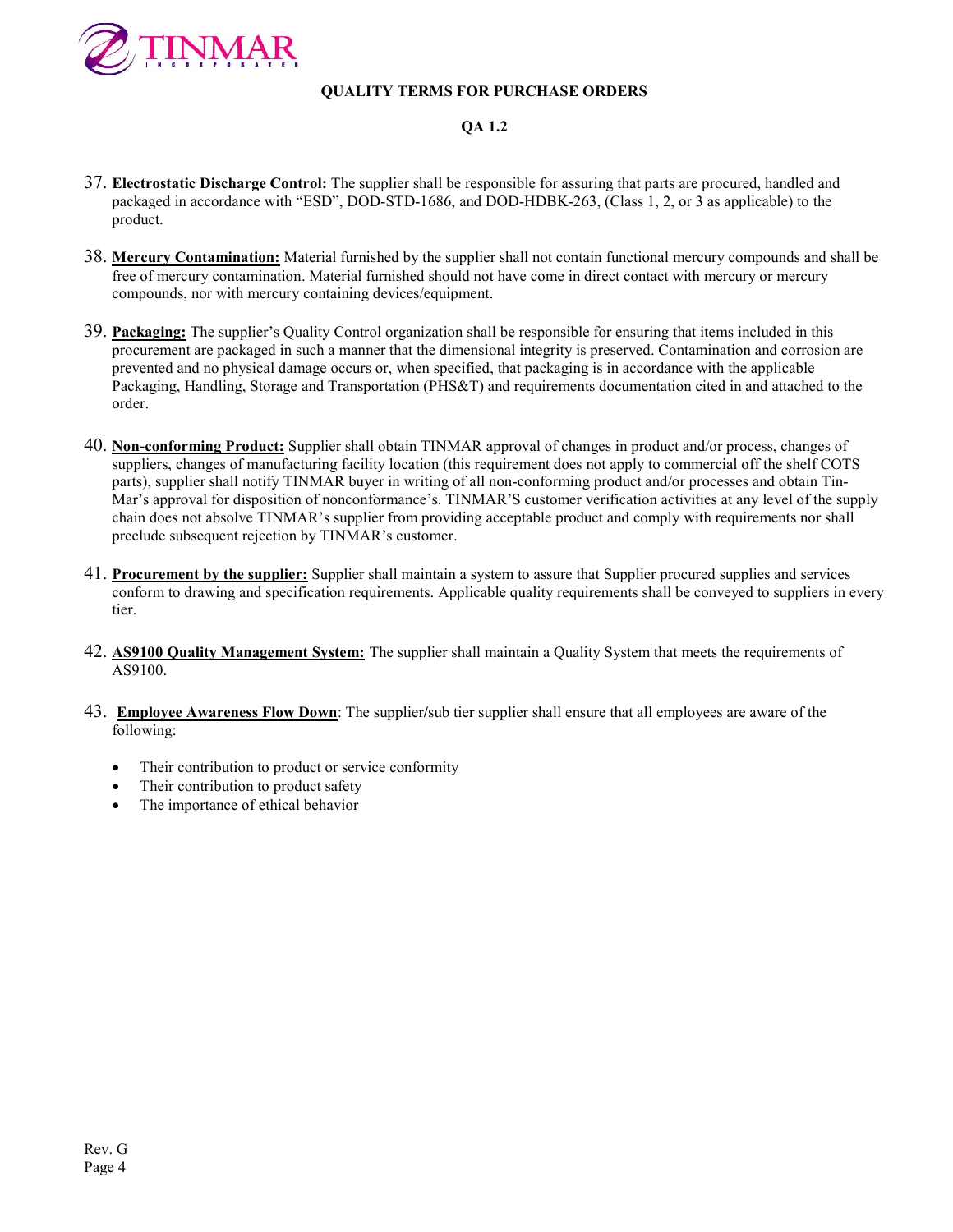**QUALITY TERMS FOR PURCHASE ORDERS**

**QA 1.2**

37. **Electrostatic Discharge Control:** The supplier shall be responsible for assuring that parts are procured, handled and packaged in accordance with "ESD", DOD-STD-1686, and DOD-HDBK-263, (Class 1, 2, or 3 as applicable) to the product.

38. **Mercury Contamination:** Material furnished by the supplier shall not contain functional mercury compounds and shall be free of mercury contamination. Material furnished should not have come in direct contact with mercury or mercury compounds, nor with mercury containing devices/equipment.

39. **Packaging:** The supplier's Quality Control organization shall be responsible for ensuring that items included in this procurement are packaged in such a manner that the dimensional integrity is preserved. Contamination and corrosion are prevented and no physical damage occurs or, when specified, that packaging is in accordance with the applicable Packaging, Handling, Storage and Transportation (PHS&T) and requirements documentation cited in and attached to the order.

40. **Non-conforming Product:** Supplier shall obtain TINMAR approval of changes in product and/or process, changes of suppliers, changes of manufacturing facility location (this requirement does not apply to commercial off the shelf COTS parts), supplier shall notify TINMAR buyer in writing of all non-conforming product and/or processes and obtain Tin-Mar's approval for disposition of nonconformance's. TINMAR'S customer verification activities at any level of the supply chain does not absolve TINMAR's supplier from providing acceptable product and comply with requirements nor shall preclude subsequent rejection by TINMAR's customer.

41. **Procurement by the supplier:** Supplier shall maintain a system to assure that Supplier procured supplies and services conform to drawing and specification requirements. Applicable quality requirements shall be conveyed to suppliers in every tier.

42. **AS9100 Quality Management System:** The supplier shall maintain a Quality System that meets the requirements of AS9100.

43. **Employee Awareness Flow Down**: The supplier/sub tier supplier shall ensure that all employees are aware of the following:
    - Their contribution to product or service conformity
    - Their contribution to product safety
    - The importance of ethical behavior

Rev. G